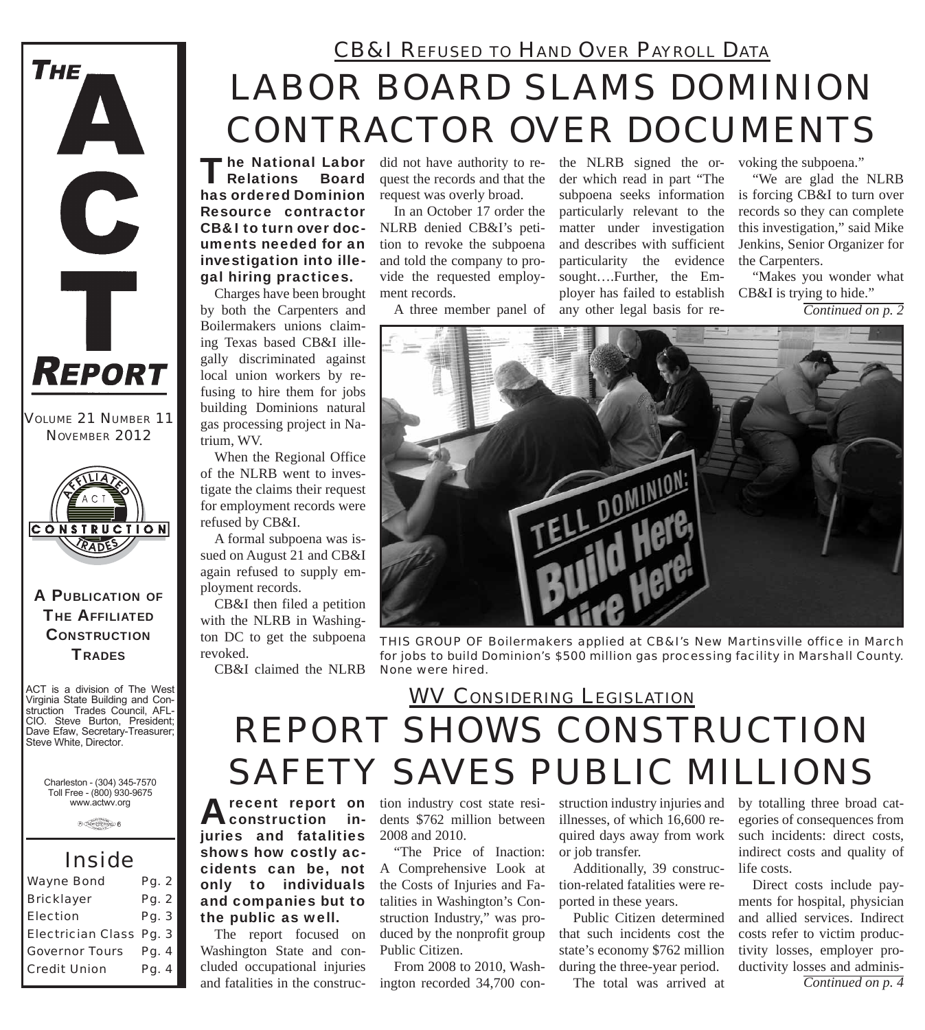# THE ACT REPORT

VOLUME 21 NUMBER 11
NOVEMBER 2012

**A PUBLICATION OF THE AFFILIATED CONSTRUCTION TRADES**

ACT is a division of The West Virginia State Building and Construction Trades Council, AFL-CIO. Steve Burton, President; Dave Efaw, Secretary-Treasurer; Steve White, Director.

Charleston - (304) 345-7570
Toll Free - (800) 930-9675
www.actwv.org

## Inside

| | |
|---|---|
| Wayne Bond | Pg. 2 |
| Bricklayer | Pg. 2 |
| Election | Pg. 3 |
| Electrician Class | Pg. 3 |
| Governor Tours | Pg. 4 |
| Credit Union | Pg. 4 |

### CB&I REFUSED TO HAND OVER PAYROLL DATA

# LABOR BOARD SLAMS DOMINION CONTRACTOR OVER DOCUMENTS

**The National Labor Relations Board has ordered Dominion Resource contractor CB&I to turn over documents needed for an investigation into illegal hiring practices.**

Charges have been brought by both the Carpenters and Boilermakers unions claiming Texas based CB&I illegally discriminated against local union workers by refusing to hire them for jobs building Dominions natural gas processing project in Natrium, WV.

When the Regional Office of the NLRB went to investigate the claims their request for employment records were refused by CB&I.

A formal subpoena was issued on August 21 and CB&I again refused to supply employment records.

CB&I then filed a petition with the NLRB in Washington DC to get the subpoena revoked.

CB&I claimed the NLRB did not have authority to request the records and that the request was overly broad.

In an October 17 order the NLRB denied CB&I's petition to revoke the subpoena and told the company to provide the requested employment records.

A three member panel of the NLRB signed the order which read in part "The subpoena seeks information particularly relevant to the matter under investigation and describes with sufficient particularity the evidence sought….Further, the Employer has failed to establish any other legal basis for revoking the subpoena."

"We are glad the NLRB is forcing CB&I to turn over records so they can complete this investigation," said Mike Jenkins, Senior Organizer for the Carpenters.

"Makes you wonder what CB&I is trying to hide."

*Continued on p. 2*

THIS GROUP OF Boilermakers applied at CB&I's New Martinsville office in March for jobs to build Dominion's $500 million gas processing facility in Marshall County. None were hired.

### WV CONSIDERING LEGISLATION

# REPORT SHOWS CONSTRUCTION SAFETY SAVES PUBLIC MILLIONS

**A recent report on construction injuries and fatalities shows how costly accidents can be, not only to individuals and companies but to the public as well.**

The report focused on Washington State and concluded occupational injuries and fatalities in the construction industry cost state residents $762 million between 2008 and 2010.

"The Price of Inaction: A Comprehensive Look at the Costs of Injuries and Fatalities in Washington's Construction Industry," was produced by the nonprofit group Public Citizen.

From 2008 to 2010, Washington recorded 34,700 construction industry injuries and illnesses, of which 16,600 required days away from work or job transfer.

Additionally, 39 construction-related fatalities were reported in these years.

Public Citizen determined that such incidents cost the state's economy $762 million during the three-year period.

The total was arrived at by totalling three broad categories of consequences from such incidents: direct costs, indirect costs and quality of life costs.

Direct costs include payments for hospital, physician and allied services. Indirect costs refer to victim productivity losses, employer productivity losses and adminis-

*Continued on p. 4*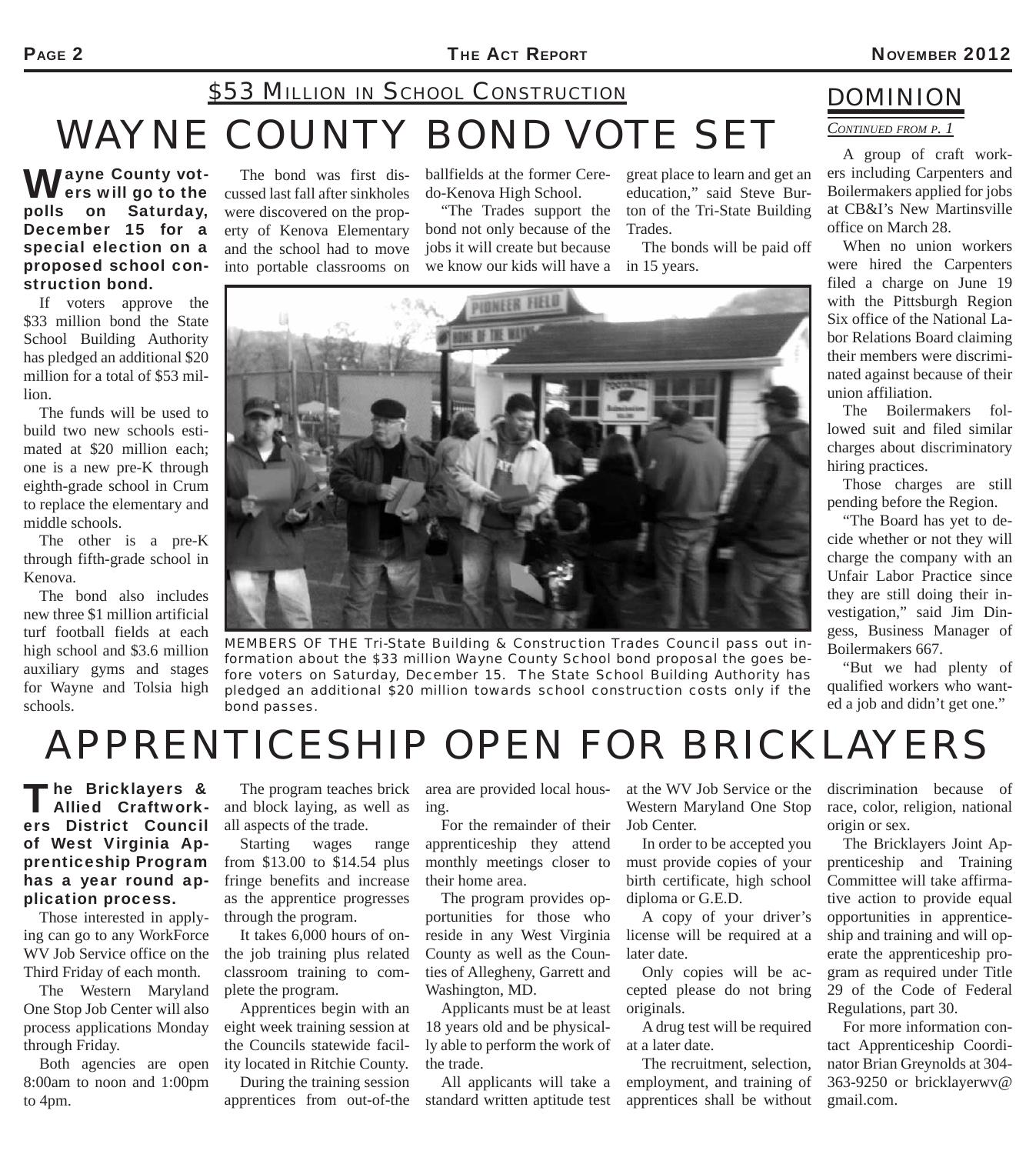## $53 Million in School Construction

# WAYNE COUNTY BOND VOTE SET

**Wayne County voters will go to the polls on Saturday, December 15 for a special election on a proposed school construction bond.**

If voters approve the $33 million bond the State School Building Authority has pledged an additional $20 million for a total of $53 million.

The funds will be used to build two new schools estimated at $20 million each; one is a new pre-K through eighth-grade school in Crum to replace the elementary and middle schools.

The other is a pre-K through fifth-grade school in Kenova.

The bond also includes new three $1 million artificial turf football fields at each high school and $3.6 million auxiliary gyms and stages for Wayne and Tolsia high schools.

The bond was first discussed last fall after sinkholes were discovered on the property of Kenova Elementary and the school had to move into portable classrooms on ballfields at the former Ceredo-Kenova High School.

"The Trades support the bond not only because of the jobs it will create but because we know our kids will have a great place to learn and get an education," said Steve Burton of the Tri-State Building Trades.

The bonds will be paid off in 15 years.

MEMBERS OF THE Tri-State Building & Construction Trades Council pass out information about the $33 million Wayne County School bond proposal the goes before voters on Saturday, December 15. The State School Building Authority has pledged an additional $20 million towards school construction costs only if the bond passes.

## DOMINION

*Continued from p. 1*

A group of craft workers including Carpenters and Boilermakers applied for jobs at CB&I's New Martinsville office on March 28.

When no union workers were hired the Carpenters filed a charge on June 19 with the Pittsburgh Region Six office of the National Labor Relations Board claiming their members were discriminated against because of their union affiliation.

The Boilermakers followed suit and filed similar charges about discriminatory hiring practices.

Those charges are still pending before the Region.

"The Board has yet to decide whether or not they will charge the company with an Unfair Labor Practice since they are still doing their investigation," said Jim Dingess, Business Manager of Boilermakers 667.

"But we had plenty of qualified workers who wanted a job and didn't get one."

# APPRENTICESHIP OPEN FOR BRICKLAYERS

**The Bricklayers & Allied Craftworkers District Council of West Virginia Apprenticeship Program has a year round application process.**

Those interested in applying can go to any WorkForce WV Job Service office on the Third Friday of each month.

The Western Maryland One Stop Job Center will also process applications Monday through Friday.

Both agencies are open 8:00am to noon and 1:00pm to 4pm.

The program teaches brick and block laying, as well as all aspects of the trade.

Starting wages range from $13.00 to $14.54 plus fringe benefits and increase as the apprentice progresses through the program.

It takes 6,000 hours of on-the job training plus related classroom training to complete the program.

Apprentices begin with an eight week training session at the Councils statewide facility located in Ritchie County.

During the training session apprentices from out-of-the area are provided local housing.

For the remainder of their apprenticeship they attend monthly meetings closer to their home area.

The program provides opportunities for those who reside in any West Virginia County as well as the Counties of Allegheny, Garrett and Washington, MD.

Applicants must be at least 18 years old and be physically able to perform the work of the trade.

All applicants will take a standard written aptitude test at the WV Job Service or the Western Maryland One Stop Job Center.

In order to be accepted you must provide copies of your birth certificate, high school diploma or G.E.D.

A copy of your driver's license will be required at a later date.

Only copies will be accepted please do not bring originals.

A drug test will be required at a later date.

The recruitment, selection, employment, and training of apprentices shall be without discrimination because of race, color, religion, national origin or sex.

The Bricklayers Joint Apprenticeship and Training Committee will take affirmative action to provide equal opportunities in apprenticeship and training and will operate the apprenticeship program as required under Title 29 of the Code of Federal Regulations, part 30.

For more information contact Apprenticeship Coordinator Brian Greynolds at 304-363-9250 or bricklayerwv@gmail.com.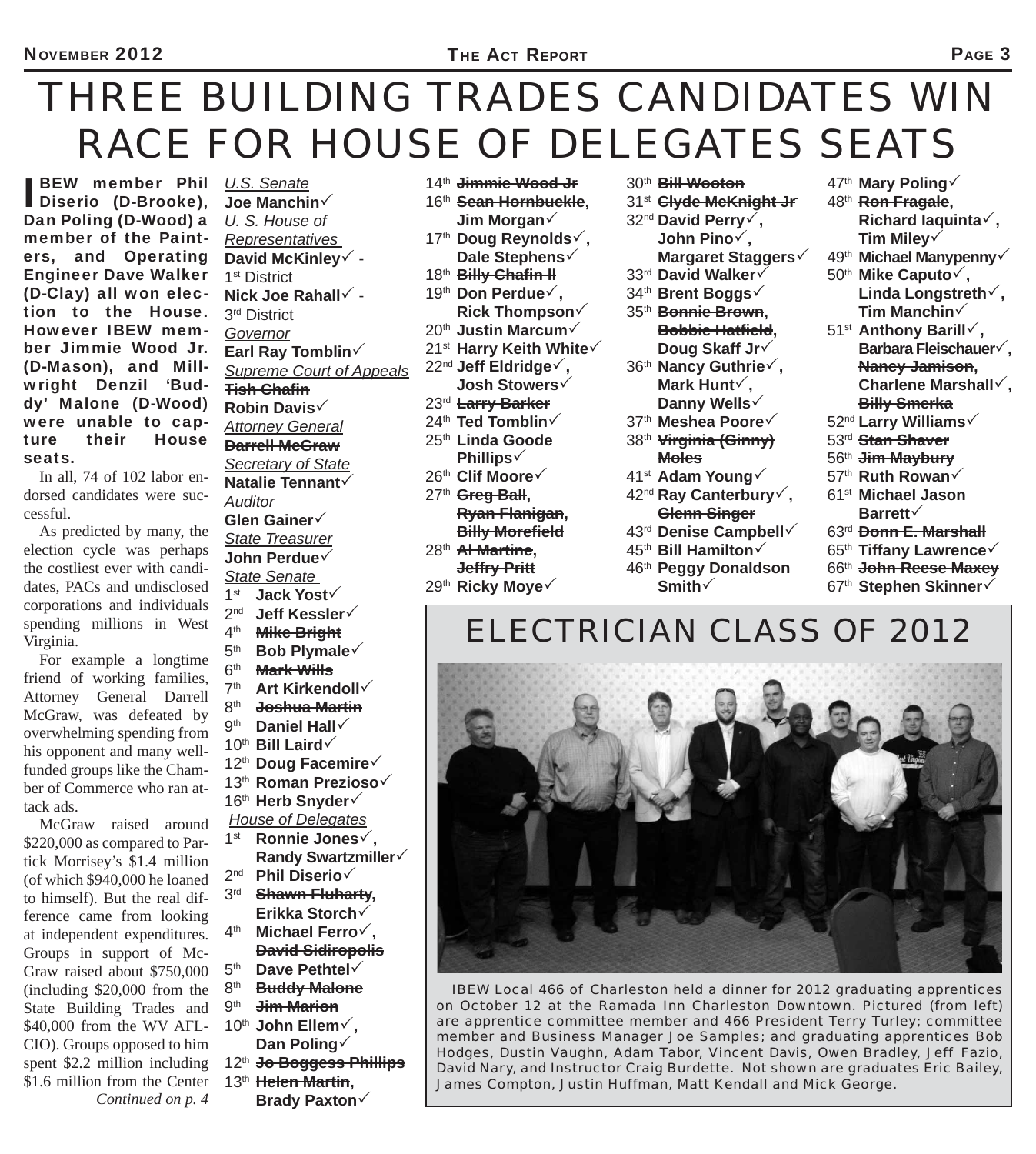# THREE BUILDING TRADES CANDIDATES WIN RACE FOR HOUSE OF DELEGATES SEATS

**IBEW member Phil Diserio (D-Brooke), Dan Poling (D-Wood) a member of the Painters, and Operating Engineer Dave Walker (D-Clay) all won election to the House. However IBEW member Jimmie Wood Jr. (D-Mason), and Millwright Denzil 'Buddy' Malone (D-Wood) were unable to capture their House seats.**

In all, 74 of 102 labor endorsed candidates were successful.

As predicted by many, the election cycle was perhaps the costliest ever with candidates, PACs and undisclosed corporations and individuals spending millions in West Virginia.

For example a longtime friend of working families, Attorney General Darrell McGraw, was defeated by overwhelming spending from his opponent and many well-funded groups like the Chamber of Commerce who ran attack ads.

McGraw raised around $220,000 as compared to Partick Morrisey's $1.4 million (of which $940,000 he loaned to himself). But the real difference came from looking at independent expenditures. Groups in support of McGraw raised about $750,000 (including $20,000 from the State Building Trades and $40,000 from the WV AFL-CIO). Groups opposed to him spent $2.2 million including $1.6 million from the Center

*Continued on p. 4*

*U.S. Senate*
**Joe Manchin**✓
*U. S. House of Representatives*
**David McKinley**✓ - 1st District
**Nick Joe Rahall**✓ - 3rd District
*Governor*
**Earl Ray Tomblin**✓
*Supreme Court of Appeals*
~~**Tish Chafin**~~
**Robin Davis**✓
*Attorney General*
~~**Darrell McGraw**~~
*Secretary of State*
**Natalie Tennant**✓
*Auditor*
**Glen Gainer**✓
*State Treasurer*
**John Perdue**✓
*State Senate*
1st **Jack Yost**✓
2nd **Jeff Kessler**✓
4th ~~**Mike Bright**~~
5th **Bob Plymale**✓
6th ~~**Mark Wills**~~
7th **Art Kirkendoll**✓
8th ~~**Joshua Martin**~~
9th **Daniel Hall**✓
10th **Bill Laird**✓
12th **Doug Facemire**✓
13th **Roman Prezioso**✓
16th **Herb Snyder**✓
*House of Delegates*
1st **Ronnie Jones**✓, **Randy Swartzmiller**✓
2nd **Phil Diserio**✓
3rd ~~**Shawn Fluharty**~~, **Erikka Storch**✓
4th **Michael Ferro**✓, ~~**David Sidiropolis**~~
5th **Dave Pethtel**✓
8th ~~**Buddy Malone**~~
9th ~~**Jim Marion**~~
10th **John Ellem**✓, **Dan Poling**✓
12th ~~**Jo Boggess Phillips**~~
13th ~~**Helen Martin**~~, **Brady Paxton**✓
14th ~~**Jimmie Wood Jr**~~
16th ~~**Sean Hornbuckle**~~, **Jim Morgan**✓
17th **Doug Reynolds**✓, **Dale Stephens**✓
18th ~~**Billy Chafin II**~~
19th **Don Perdue**✓, **Rick Thompson**✓
20th **Justin Marcum**✓
21st **Harry Keith White**✓
22nd **Jeff Eldridge**✓, **Josh Stowers**✓
23rd ~~**Larry Barker**~~
24th **Ted Tomblin**✓
25th **Linda Goode Phillips**✓
26th **Clif Moore**✓
27th ~~**Greg Ball**~~, ~~**Ryan Flanigan**~~, ~~**Billy Morefield**~~
28th ~~**Al Martine**~~, ~~**Jeffry Pritt**~~
29th **Ricky Moye**✓
30th ~~**Bill Wooton**~~
31st ~~**Clyde McKnight Jr**~~
32nd **David Perry**✓, **John Pino**✓, **Margaret Staggers**✓
33rd **David Walker**✓
34th **Brent Boggs**✓
35th ~~**Bonnie Brown**~~, ~~**Bobbie Hatfield**~~, **Doug Skaff Jr**✓
36th **Nancy Guthrie**✓, **Mark Hunt**✓, **Danny Wells**✓
37th **Meshea Poore**✓
38th ~~**Virginia (Ginny) Moles**~~
41st **Adam Young**✓
42nd **Ray Canterbury**✓, ~~**Glenn Singer**~~
43rd **Denise Campbell**✓
45th **Bill Hamilton**✓
46th **Peggy Donaldson Smith**✓
47th **Mary Poling**✓
48th ~~**Ron Fragale**~~, **Richard Iaquinta**✓, **Tim Miley**✓
49th **Michael Manypenny**✓
50th **Mike Caputo**✓, **Linda Longstreth**✓, **Tim Manchin**✓
51st **Anthony Barill**✓, **Barbara Fleischauer**✓, ~~**Nancy Jamison**~~, **Charlene Marshall**✓, ~~**Billy Smerka**~~
52nd **Larry Williams**✓
53rd ~~**Stan Shaver**~~
56th ~~**Jim Maybury**~~
57th **Ruth Rowan**✓
61st **Michael Jason Barrett**✓
63rd ~~**Donn E. Marshall**~~
65th **Tiffany Lawrence**✓
66th ~~**John Reese Maxey**~~
67th **Stephen Skinner**✓

## ELECTRICIAN CLASS OF 2012

IBEW Local 466 of Charleston held a dinner for 2012 graduating apprentices on October 12 at the Ramada Inn Charleston Downtown. Pictured (from left) are apprentice committee member and 466 President Terry Turley; committee member and Business Manager Joe Samples; and graduating apprentices Bob Hodges, Dustin Vaughn, Adam Tabor, Vincent Davis, Owen Bradley, Jeff Fazio, David Nary, and Instructor Craig Burdette. Not shown are graduates Eric Bailey, James Compton, Justin Huffman, Matt Kendall and Mick George.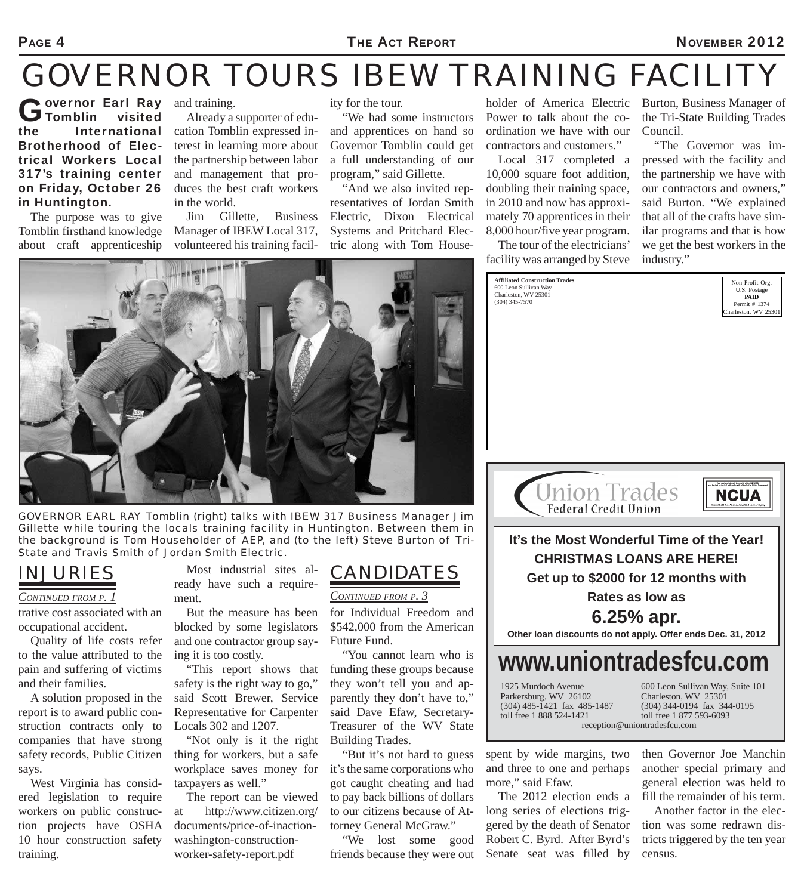# GOVERNOR TOURS IBEW TRAINING FACILITY

**Governor Earl Ray Tomblin visited the International Brotherhood of Electrical Workers Local 317's training center on Friday, October 26 in Huntington.**

The purpose was to give Tomblin firsthand knowledge about craft apprenticeship and training.

Already a supporter of education Tomblin expressed interest in learning more about the partnership between labor and management that produces the best craft workers in the world.

Jim Gillette, Business Manager of IBEW Local 317, volunteered his training facility for the tour.

"We had some instructors and apprentices on hand so Governor Tomblin could get a full understanding of our program," said Gillette.

"And we also invited representatives of Jordan Smith Electric, Dixon Electrical Systems and Pritchard Electric along with Tom Householder of America Electric Power to talk about the coordination we have with our contractors and customers."

Local 317 completed a 10,000 square foot addition, doubling their training space, in 2010 and now has approximately 70 apprentices in their 8,000 hour/five year program.

The tour of the electricians' facility was arranged by Steve Burton, Business Manager of the Tri-State Building Trades Council.

"The Governor was impressed with the facility and the partnership we have with our contractors and owners," said Burton. "We explained that all of the crafts have similar programs and that is how we get the best workers in the industry."

GOVERNOR EARL RAY Tomblin (right) talks with IBEW 317 Business Manager Jim Gillette while touring the locals training facility in Huntington. Between them in the background is Tom Householder of AEP, and (to the left) Steve Burton of Tri-State and Travis Smith of Jordan Smith Electric.

**Affiliated Construction Trades**
600 Leon Sullivan Way
Charleston, WV 25301
(304) 345-7570

Non-Profit Org.
U.S. Postage
**PAID**
Permit # 1374
Charleston, WV 25301

## INJURIES

*CONTINUED FROM P. 1*

trative cost associated with an occupational accident.

Quality of life costs refer to the value attributed to the pain and suffering of victims and their families.

A solution proposed in the report is to award public construction contracts only to companies that have strong safety records, Public Citizen says.

West Virginia has considered legislation to require workers on public construction projects have OSHA 10 hour construction safety training.

Most industrial sites already have such a requirement.

But the measure has been blocked by some legislators and one contractor group saying it is too costly.

"This report shows that safety is the right way to go," said Scott Brewer, Service Representative for Carpenter Locals 302 and 1207.

"Not only is it the right thing for workers, but a safe workplace saves money for taxpayers as well."

The report can be viewed at http://www.citizen.org/documents/price-of-inaction-washington-construction-worker-safety-report.pdf

## CANDIDATES

*CONTINUED FROM P. 3*

for Individual Freedom and $542,000 from the American Future Fund.

"You cannot learn who is funding these groups because they won't tell you and apparently they don't have to," said Dave Efaw, Secretary-Treasurer of the WV State Building Trades.

"But it's not hard to guess it's the same corporations who got caught cheating and had to pay back billions of dollars to our citizens because of Attorney General McGraw."

"We lost some good friends because they were out spent by wide margins, two and three to one and perhaps more," said Efaw.

The 2012 election ends a long series of elections triggered by the death of Senator Robert C. Byrd. After Byrd's Senate seat was filled by then Governor Joe Manchin another special primary and general election was held to fill the remainder of his term.

Another factor in the election was some redrawn districts triggered by the ten year census.

Union Trades Federal Credit Union

NCUA

**It's the Most Wonderful Time of the Year!**
**CHRISTMAS LOANS ARE HERE!**
**Get up to $2000 for 12 months with Rates as low as**
**6.25% apr.**
**Other loan discounts do not apply. Offer ends Dec. 31, 2012**

**www.uniontradesfcu.com**

1925 Murdoch Avenue
Parkersburg, WV 26102
(304) 485-1421 fax 485-1487
toll free 1 888 524-1421

600 Leon Sullivan Way, Suite 101
Charleston, WV 25301
(304) 344-0194 fax 344-0195
toll free 1 877 593-6093

reception@uniontradesfcu.com